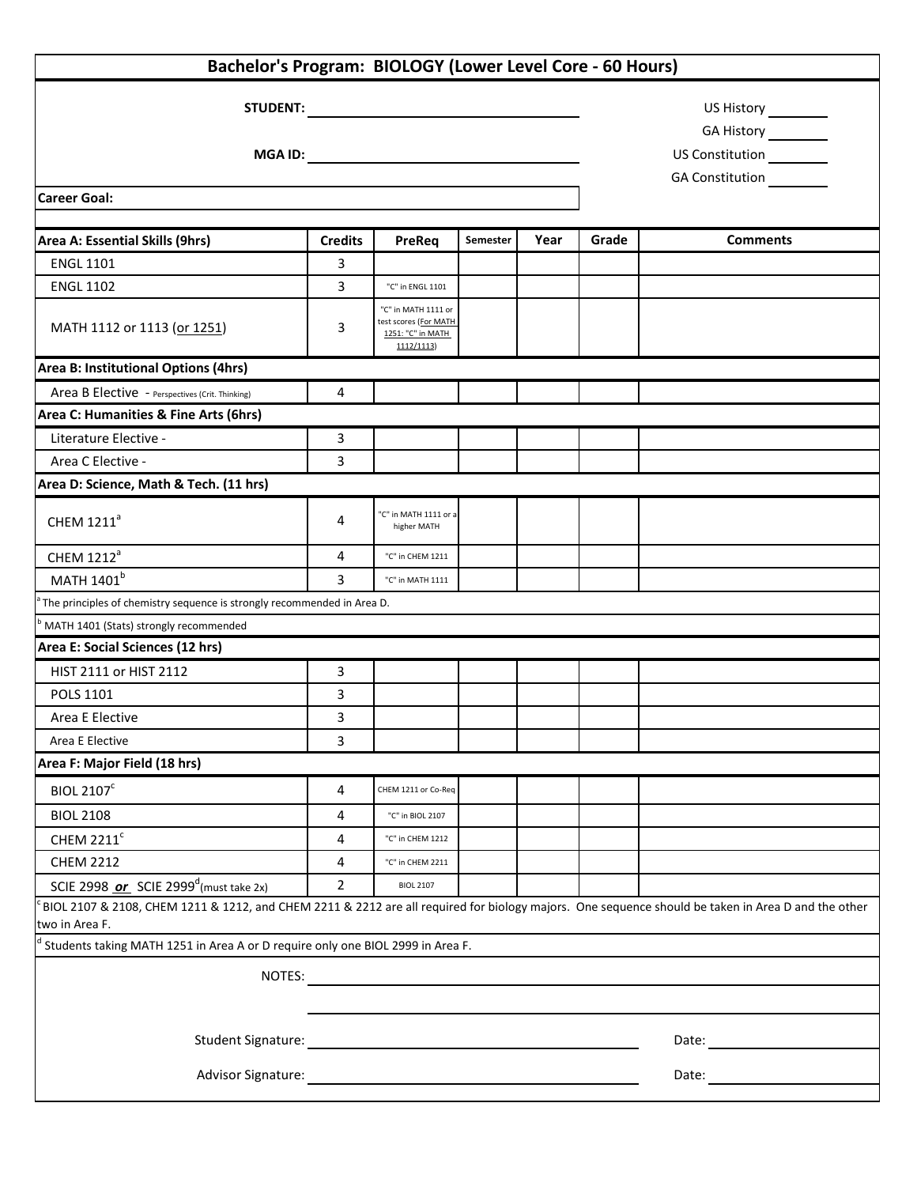# Bachelor's Program: BIOLOGY (Lower Level Core - 60 Hours)

**STUDENT:** ____________________

**MGA ID:** ____________________

US History ________

GA History ________

US Constitution ________

GA Constitution ________

**Career Goal:**

| Area A: Essential Skills (9hrs) | Credits | PreReq | Semester | Year | Grade | Comments |
|---|---|---|---|---|---|---|
| ENGL 1101 | 3 | | | | | |
| ENGL 1102 | 3 | "C" in ENGL 1101 | | | | |
| MATH 1112 or 1113 (or 1251) | 3 | "C" in MATH 1111 or test scores (For MATH 1251: "C" in MATH 1112/1113) | | | | |
| **Area B: Institutional Options (4hrs)** | | | | | | |
| Area B Elective - Perspectives (Crit. Thinking) | 4 | | | | | |
| **Area C: Humanities & Fine Arts (6hrs)** | | | | | | |
| Literature Elective - | 3 | | | | | |
| Area C Elective - | 3 | | | | | |
| **Area D: Science, Math & Tech. (11 hrs)** | | | | | | |
| CHEM 1211[a] | 4 | "C" in MATH 1111 or a higher MATH | | | | |
| CHEM 1212[a] | 4 | "C" in CHEM 1211 | | | | |
| MATH 1401[b] | 3 | "C" in MATH 1111 | | | | |
| [a] The principles of chemistry sequence is strongly recommended in Area D. | | | | | | |
| [b] MATH 1401 (Stats) strongly recommended | | | | | | |
| **Area E: Social Sciences (12 hrs)** | | | | | | |
| HIST 2111 or HIST 2112 | 3 | | | | | |
| POLS 1101 | 3 | | | | | |
| Area E Elective | 3 | | | | | |
| Area E Elective | 3 | | | | | |
| **Area F: Major Field (18 hrs)** | | | | | | |
| BIOL 2107[c] | 4 | CHEM 1211 or Co-Req | | | | |
| BIOL 2108 | 4 | "C" in BIOL 2107 | | | | |
| CHEM 2211[c] | 4 | "C" in CHEM 1212 | | | | |
| CHEM 2212 | 4 | "C" in CHEM 2211 | | | | |
| SCIE 2998 ***or*** SCIE 2999[d] (must take 2x) | 2 | BIOL 2107 | | | | |

[c] BIOL 2107 & 2108, CHEM 1211 & 1212, and CHEM 2211 & 2212 are all required for biology majors. One sequence should be taken in Area D and the other two in Area F.

[d] Students taking MATH 1251 in Area A or D require only one BIOL 2999 in Area F.

NOTES: ____________________

Student Signature: ____________________ Date: ____________

Advisor Signature: ____________________ Date: ____________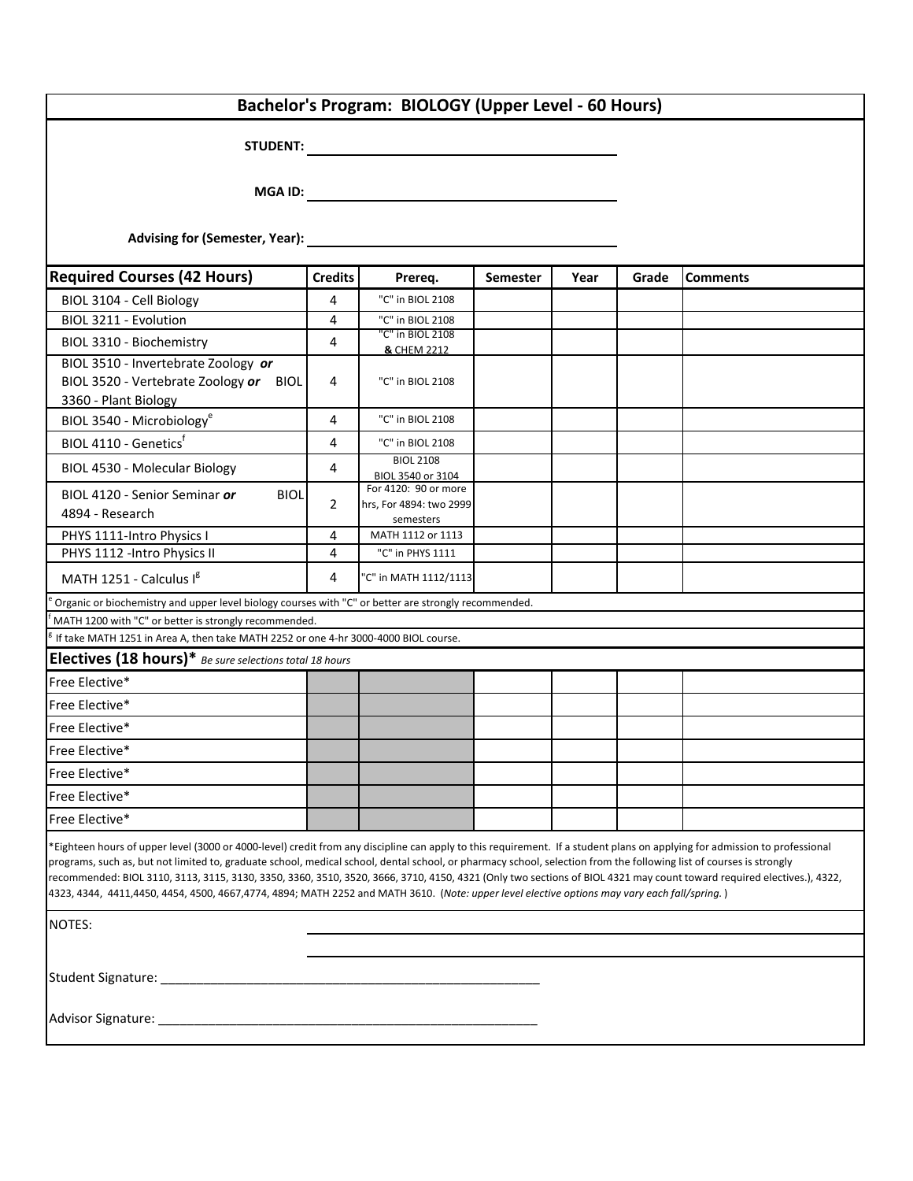# Bachelor's Program: BIOLOGY (Upper Level - 60 Hours)

**STUDENT:** ______________________________

**MGA ID:** ______________________________

**Advising for (Semester, Year):** ______________________________

| Required Courses (42 Hours) | Credits | Prereq. | Semester | Year | Grade | Comments |
|---|---|---|---|---|---|---|
| BIOL 3104 - Cell Biology | 4 | "C" in BIOL 2108 | | | | |
| BIOL 3211 - Evolution | 4 | "C" in BIOL 2108 | | | | |
| BIOL 3310 - Biochemistry | 4 | "C" in BIOL 2108 **&** CHEM 2212 | | | | |
| BIOL 3510 - Invertebrate Zoology ***or*** BIOL 3520 - Vertebrate Zoology ***or*** BIOL 3360 - Plant Biology | 4 | "C" in BIOL 2108 | | | | |
| BIOL 3540 - Microbiology[e] | 4 | "C" in BIOL 2108 | | | | |
| BIOL 4110 - Genetics[f] | 4 | "C" in BIOL 2108 | | | | |
| BIOL 4530 - Molecular Biology | 4 | BIOL 2108 BIOL 3540 or 3104 | | | | |
| BIOL 4120 - Senior Seminar ***or*** BIOL 4894 - Research | 2 | For 4120: 90 or more hrs, For 4894: two 2999 semesters | | | | |
| PHYS 1111-Intro Physics I | 4 | MATH 1112 or 1113 | | | | |
| PHYS 1112 -Intro Physics II | 4 | "C" in PHYS 1111 | | | | |
| MATH 1251 - Calculus I[g] | 4 | "C" in MATH 1112/1113 | | | | |

[e] Organic or biochemistry and upper level biology courses with "C" or better are strongly recommended.

[f] MATH 1200 with "C" or better is strongly recommended.

[g] If take MATH 1251 in Area A, then take MATH 2252 or one 4-hr 3000-4000 BIOL course.

| Electives (18 hours)* *Be sure selections total 18 hours* | Credits | Prereq. | Semester | Year | Grade | Comments |
|---|---|---|---|---|---|---|
| Free Elective* | | | | | | |
| Free Elective* | | | | | | |
| Free Elective* | | | | | | |
| Free Elective* | | | | | | |
| Free Elective* | | | | | | |
| Free Elective* | | | | | | |
| Free Elective* | | | | | | |

*Eighteen hours of upper level (3000 or 4000-level) credit from any discipline can apply to this requirement. If a student plans on applying for admission to professional programs, such as, but not limited to, graduate school, medical school, dental school, or pharmacy school, selection from the following list of courses is strongly recommended: BIOL 3110, 3113, 3115, 3130, 3350, 3360, 3510, 3520, 3666, 3710, 4150, 4321 (Only two sections of BIOL 4321 may count toward required electives.), 4322, 4323, 4344, 4411,4450, 4454, 4500, 4667,4774, 4894; MATH 2252 and MATH 3610. (*Note: upper level elective options may vary each fall/spring.*)

NOTES: ______________________________

Student Signature: ______________________________

Advisor Signature: ______________________________